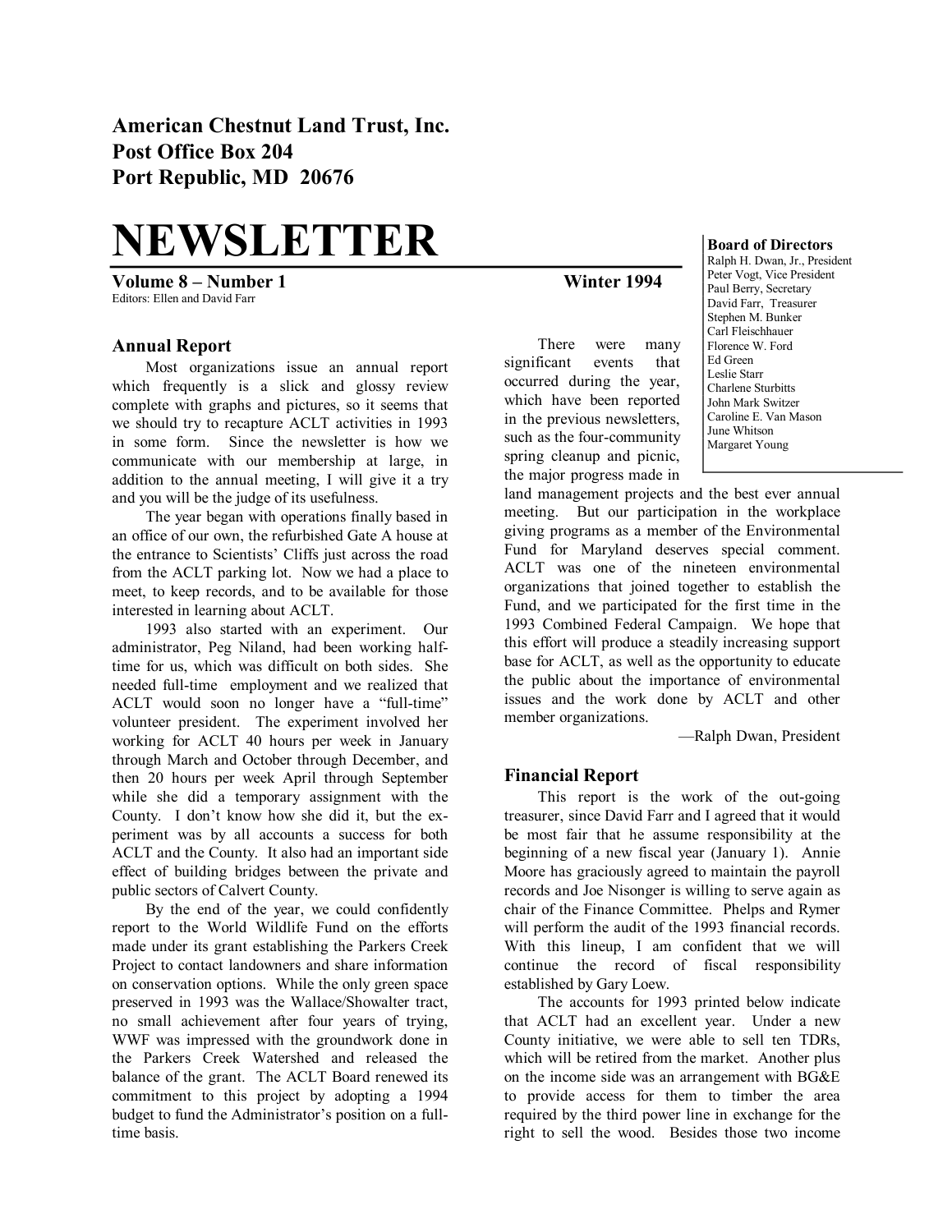**American Chestnut Land Trust, Inc.**
**Post Office Box 204**
**Port Republic, MD 20676**

# NEWSLETTER

**Volume 8 – Number 1** **Winter 1994**

Editors: Ellen and David Farr

**Board of Directors**
Ralph H. Dwan, Jr., President
Peter Vogt, Vice President
Paul Berry, Secretary
David Farr, Treasurer
Stephen M. Bunker
Carl Fleischhauer
Florence W. Ford
Ed Green
Leslie Starr
Charlene Sturbitts
John Mark Switzer
Caroline E. Van Mason
June Whitson
Margaret Young

## Annual Report

Most organizations issue an annual report which frequently is a slick and glossy review complete with graphs and pictures, so it seems that we should try to recapture ACLT activities in 1993 in some form. Since the newsletter is how we communicate with our membership at large, in addition to the annual meeting, I will give it a try and you will be the judge of its usefulness.

The year began with operations finally based in an office of our own, the refurbished Gate A house at the entrance to Scientists' Cliffs just across the road from the ACLT parking lot. Now we had a place to meet, to keep records, and to be available for those interested in learning about ACLT.

1993 also started with an experiment. Our administrator, Peg Niland, had been working half-time for us, which was difficult on both sides. She needed full-time employment and we realized that ACLT would soon no longer have a "full-time" volunteer president. The experiment involved her working for ACLT 40 hours per week in January through March and October through December, and then 20 hours per week April through September while she did a temporary assignment with the County. I don't know how she did it, but the experiment was by all accounts a success for both ACLT and the County. It also had an important side effect of building bridges between the private and public sectors of Calvert County.

By the end of the year, we could confidently report to the World Wildlife Fund on the efforts made under its grant establishing the Parkers Creek Project to contact landowners and share information on conservation options. While the only green space preserved in 1993 was the Wallace/Showalter tract, no small achievement after four years of trying, WWF was impressed with the groundwork done in the Parkers Creek Watershed and released the balance of the grant. The ACLT Board renewed its commitment to this project by adopting a 1994 budget to fund the Administrator's position on a full-time basis.

There were many significant events that occurred during the year, which have been reported in the previous newsletters, such as the four-community spring cleanup and picnic, the major progress made in land management projects and the best ever annual meeting. But our participation in the workplace giving programs as a member of the Environmental Fund for Maryland deserves special comment. ACLT was one of the nineteen environmental organizations that joined together to establish the Fund, and we participated for the first time in the 1993 Combined Federal Campaign. We hope that this effort will produce a steadily increasing support base for ACLT, as well as the opportunity to educate the public about the importance of environmental issues and the work done by ACLT and other member organizations.

—Ralph Dwan, President

## Financial Report

This report is the work of the out-going treasurer, since David Farr and I agreed that it would be most fair that he assume responsibility at the beginning of a new fiscal year (January 1). Annie Moore has graciously agreed to maintain the payroll records and Joe Nisonger is willing to serve again as chair of the Finance Committee. Phelps and Rymer will perform the audit of the 1993 financial records. With this lineup, I am confident that we will continue the record of fiscal responsibility established by Gary Loew.

The accounts for 1993 printed below indicate that ACLT had an excellent year. Under a new County initiative, we were able to sell ten TDRs, which will be retired from the market. Another plus on the income side was an arrangement with BG&E to provide access for them to timber the area required by the third power line in exchange for the right to sell the wood. Besides those two income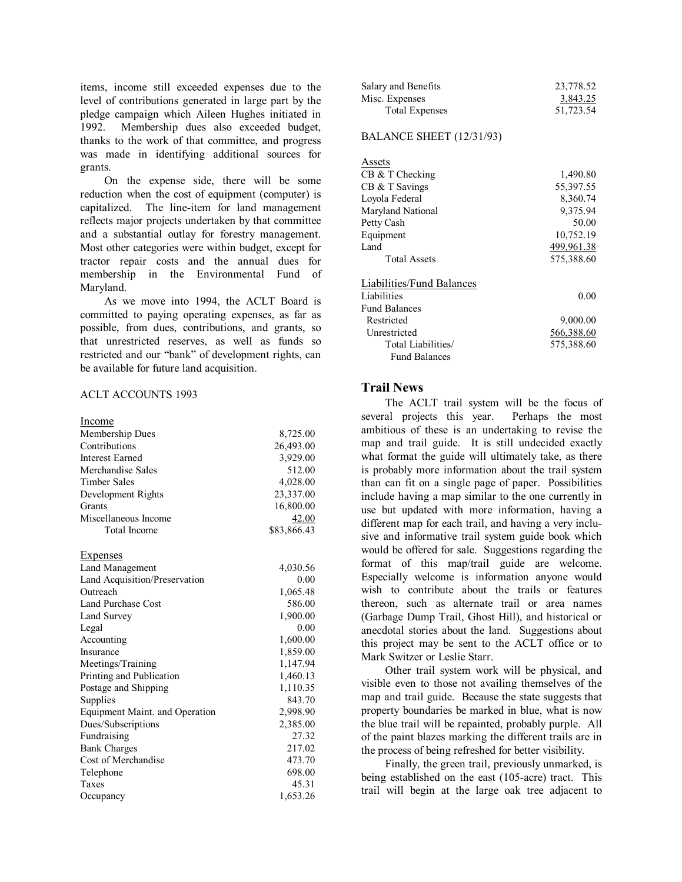items, income still exceeded expenses due to the level of contributions generated in large part by the pledge campaign which Aileen Hughes initiated in 1992. Membership dues also exceeded budget, thanks to the work of that committee, and progress was made in identifying additional sources for grants.

On the expense side, there will be some reduction when the cost of equipment (computer) is capitalized. The line-item for land management reflects major projects undertaken by that committee and a substantial outlay for forestry management. Most other categories were within budget, except for tractor repair costs and the annual dues for membership in the Environmental Fund of Maryland.

As we move into 1994, the ACLT Board is committed to paying operating expenses, as far as possible, from dues, contributions, and grants, so that unrestricted reserves, as well as funds so restricted and our "bank" of development rights, can be available for future land acquisition.

ACLT ACCOUNTS 1993

| Income | |
|---|---|
| Membership Dues | 8,725.00 |
| Contributions | 26,493.00 |
| Interest Earned | 3,929.00 |
| Merchandise Sales | 512.00 |
| Timber Sales | 4,028.00 |
| Development Rights | 23,337.00 |
| Grants | 16,800.00 |
| Miscellaneous Income | 42.00 |
| Total Income | $83,866.43 |

| Expenses | |
|---|---|
| Land Management | 4,030.56 |
| Land Acquisition/Preservation | 0.00 |
| Outreach | 1,065.48 |
| Land Purchase Cost | 586.00 |
| Land Survey | 1,900.00 |
| Legal | 0.00 |
| Accounting | 1,600.00 |
| Insurance | 1,859.00 |
| Meetings/Training | 1,147.94 |
| Printing and Publication | 1,460.13 |
| Postage and Shipping | 1,110.35 |
| Supplies | 843.70 |
| Equipment Maint. and Operation | 2,998.90 |
| Dues/Subscriptions | 2,385.00 |
| Fundraising | 27.32 |
| Bank Charges | 217.02 |
| Cost of Merchandise | 473.70 |
| Telephone | 698.00 |
| Taxes | 45.31 |
| Occupancy | 1,653.26 |
| Salary and Benefits | 23,778.52 |
| Misc. Expenses | 3,843.25 |
| Total Expenses | 51,723.54 |

BALANCE SHEET (12/31/93)

| Assets | |
|---|---|
| CB & T Checking | 1,490.80 |
| CB & T Savings | 55,397.55 |
| Loyola Federal | 8,360.74 |
| Maryland National | 9,375.94 |
| Petty Cash | 50.00 |
| Equipment | 10,752.19 |
| Land | 499,961.38 |
| Total Assets | 575,388.60 |

| Liabilities/Fund Balances | |
|---|---|
| Liabilities | 0.00 |
| Fund Balances | |
| Restricted | 9,000.00 |
| Unrestricted | 566,388.60 |
| Total Liabilities/ Fund Balances | 575,388.60 |

## Trail News

The ACLT trail system will be the focus of several projects this year. Perhaps the most ambitious of these is an undertaking to revise the map and trail guide. It is still undecided exactly what format the guide will ultimately take, as there is probably more information about the trail system than can fit on a single page of paper. Possibilities include having a map similar to the one currently in use but updated with more information, having a different map for each trail, and having a very inclusive and informative trail system guide book which would be offered for sale. Suggestions regarding the format of this map/trail guide are welcome. Especially welcome is information anyone would wish to contribute about the trails or features thereon, such as alternate trail or area names (Garbage Dump Trail, Ghost Hill), and historical or anecdotal stories about the land. Suggestions about this project may be sent to the ACLT office or to Mark Switzer or Leslie Starr.

Other trail system work will be physical, and visible even to those not availing themselves of the map and trail guide. Because the state suggests that property boundaries be marked in blue, what is now the blue trail will be repainted, probably purple. All of the paint blazes marking the different trails are in the process of being refreshed for better visibility.

Finally, the green trail, previously unmarked, is being established on the east (105-acre) tract. This trail will begin at the large oak tree adjacent to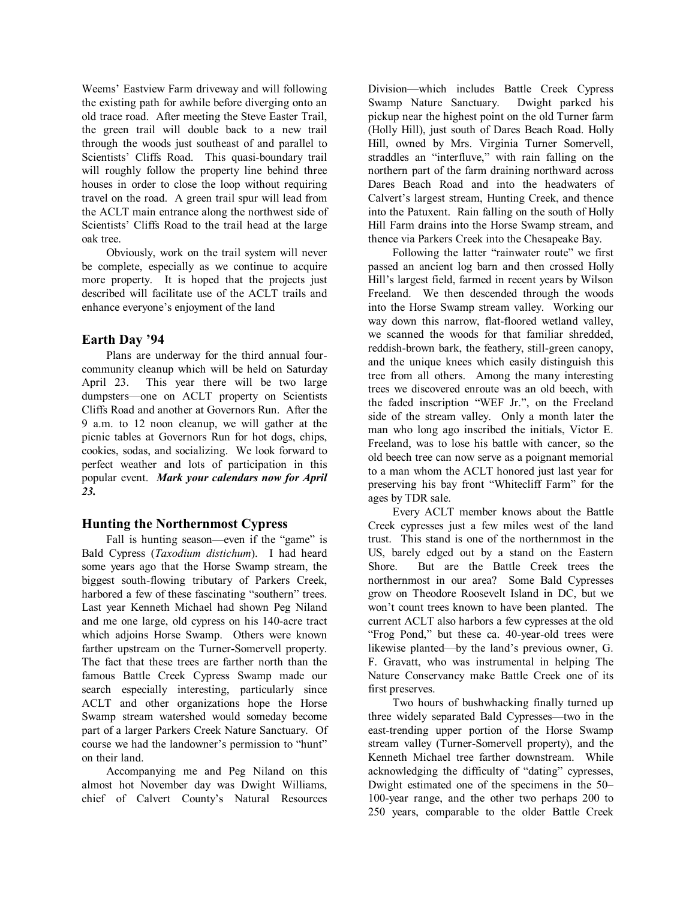Weems' Eastview Farm driveway and will following the existing path for awhile before diverging onto an old trace road. After meeting the Steve Easter Trail, the green trail will double back to a new trail through the woods just southeast of and parallel to Scientists' Cliffs Road. This quasi-boundary trail will roughly follow the property line behind three houses in order to close the loop without requiring travel on the road. A green trail spur will lead from the ACLT main entrance along the northwest side of Scientists' Cliffs Road to the trail head at the large oak tree.

Obviously, work on the trail system will never be complete, especially as we continue to acquire more property. It is hoped that the projects just described will facilitate use of the ACLT trails and enhance everyone's enjoyment of the land

## Earth Day '94

Plans are underway for the third annual four-community cleanup which will be held on Saturday April 23. This year there will be two large dumpsters—one on ACLT property on Scientists Cliffs Road and another at Governors Run. After the 9 a.m. to 12 noon cleanup, we will gather at the picnic tables at Governors Run for hot dogs, chips, cookies, sodas, and socializing. We look forward to perfect weather and lots of participation in this popular event. ***Mark your calendars now for April 23.***

## Hunting the Northernmost Cypress

Fall is hunting season—even if the "game" is Bald Cypress (*Taxodium distichum*). I had heard some years ago that the Horse Swamp stream, the biggest south-flowing tributary of Parkers Creek, harbored a few of these fascinating "southern" trees. Last year Kenneth Michael had shown Peg Niland and me one large, old cypress on his 140-acre tract which adjoins Horse Swamp. Others were known farther upstream on the Turner-Somervell property. The fact that these trees are farther north than the famous Battle Creek Cypress Swamp made our search especially interesting, particularly since ACLT and other organizations hope the Horse Swamp stream watershed would someday become part of a larger Parkers Creek Nature Sanctuary. Of course we had the landowner's permission to "hunt" on their land.

Accompanying me and Peg Niland on this almost hot November day was Dwight Williams, chief of Calvert County's Natural Resources Division—which includes Battle Creek Cypress Swamp Nature Sanctuary. Dwight parked his pickup near the highest point on the old Turner farm (Holly Hill), just south of Dares Beach Road. Holly Hill, owned by Mrs. Virginia Turner Somervell, straddles an "interfluve," with rain falling on the northern part of the farm draining northward across Dares Beach Road and into the headwaters of Calvert's largest stream, Hunting Creek, and thence into the Patuxent. Rain falling on the south of Holly Hill Farm drains into the Horse Swamp stream, and thence via Parkers Creek into the Chesapeake Bay.

Following the latter "rainwater route" we first passed an ancient log barn and then crossed Holly Hill's largest field, farmed in recent years by Wilson Freeland. We then descended through the woods into the Horse Swamp stream valley. Working our way down this narrow, flat-floored wetland valley, we scanned the woods for that familiar shredded, reddish-brown bark, the feathery, still-green canopy, and the unique knees which easily distinguish this tree from all others. Among the many interesting trees we discovered enroute was an old beech, with the faded inscription "WEF Jr.", on the Freeland side of the stream valley. Only a month later the man who long ago inscribed the initials, Victor E. Freeland, was to lose his battle with cancer, so the old beech tree can now serve as a poignant memorial to a man whom the ACLT honored just last year for preserving his bay front "Whitecliff Farm" for the ages by TDR sale.

Every ACLT member knows about the Battle Creek cypresses just a few miles west of the land trust. This stand is one of the northernmost in the US, barely edged out by a stand on the Eastern Shore. But are the Battle Creek trees the northernmost in our area? Some Bald Cypresses grow on Theodore Roosevelt Island in DC, but we won't count trees known to have been planted. The current ACLT also harbors a few cypresses at the old "Frog Pond," but these ca. 40-year-old trees were likewise planted—by the land's previous owner, G. F. Gravatt, who was instrumental in helping The Nature Conservancy make Battle Creek one of its first preserves.

Two hours of bushwhacking finally turned up three widely separated Bald Cypresses—two in the east-trending upper portion of the Horse Swamp stream valley (Turner-Somervell property), and the Kenneth Michael tree farther downstream. While acknowledging the difficulty of "dating" cypresses, Dwight estimated one of the specimens in the 50–100-year range, and the other two perhaps 200 to 250 years, comparable to the older Battle Creek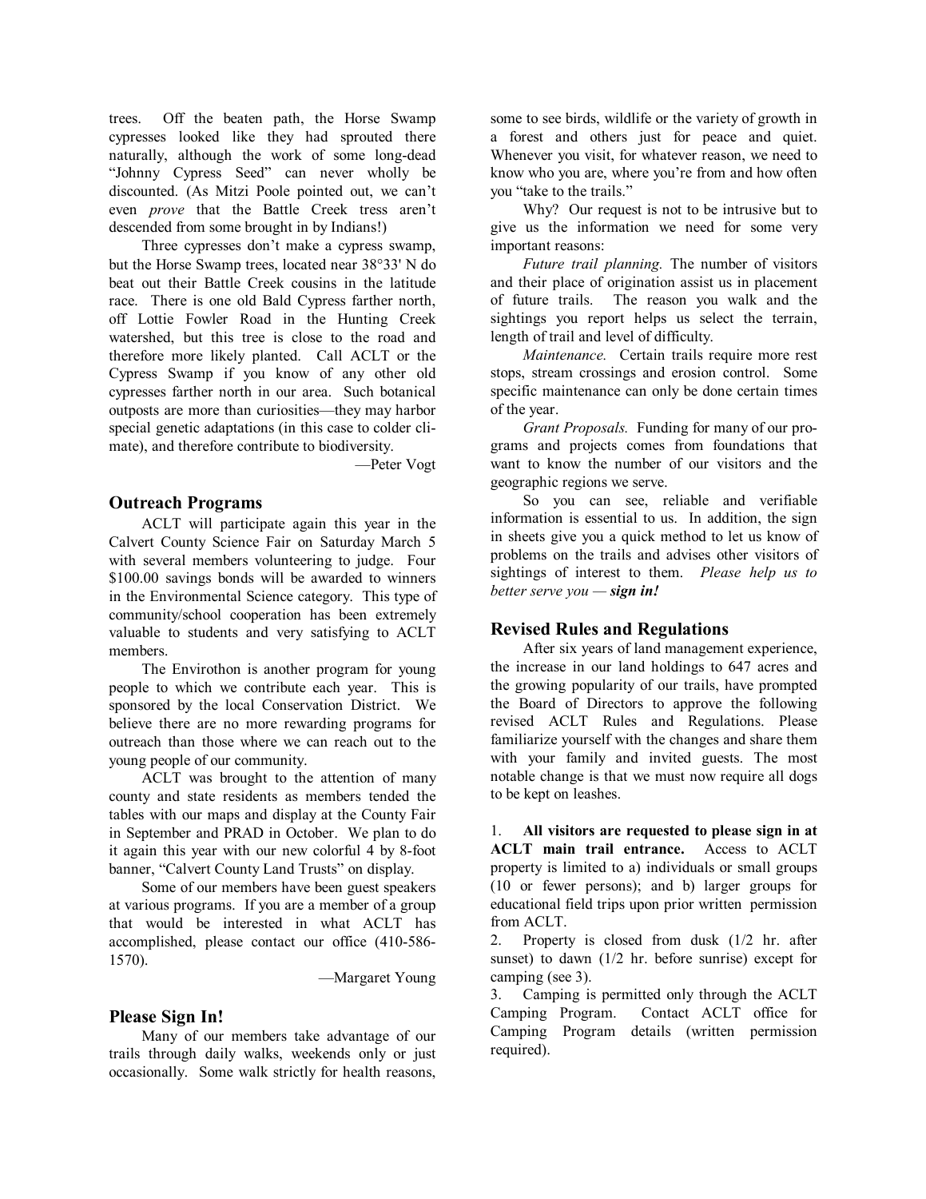trees. Off the beaten path, the Horse Swamp cypresses looked like they had sprouted there naturally, although the work of some long-dead "Johnny Cypress Seed" can never wholly be discounted. (As Mitzi Poole pointed out, we can't even *prove* that the Battle Creek tress aren't descended from some brought in by Indians!)

Three cypresses don't make a cypress swamp, but the Horse Swamp trees, located near 38°33' N do beat out their Battle Creek cousins in the latitude race. There is one old Bald Cypress farther north, off Lottie Fowler Road in the Hunting Creek watershed, but this tree is close to the road and therefore more likely planted. Call ACLT or the Cypress Swamp if you know of any other old cypresses farther north in our area. Such botanical outposts are more than curiosities—they may harbor special genetic adaptations (in this case to colder climate), and therefore contribute to biodiversity.

—Peter Vogt

## Outreach Programs

ACLT will participate again this year in the Calvert County Science Fair on Saturday March 5 with several members volunteering to judge. Four $100.00 savings bonds will be awarded to winners in the Environmental Science category. This type of community/school cooperation has been extremely valuable to students and very satisfying to ACLT members.

The Envirothon is another program for young people to which we contribute each year. This is sponsored by the local Conservation District. We believe there are no more rewarding programs for outreach than those where we can reach out to the young people of our community.

ACLT was brought to the attention of many county and state residents as members tended the tables with our maps and display at the County Fair in September and PRAD in October. We plan to do it again this year with our new colorful 4 by 8-foot banner, "Calvert County Land Trusts" on display.

Some of our members have been guest speakers at various programs. If you are a member of a group that would be interested in what ACLT has accomplished, please contact our office (410-586-1570).

—Margaret Young

## Please Sign In!

Many of our members take advantage of our trails through daily walks, weekends only or just occasionally. Some walk strictly for health reasons, some to see birds, wildlife or the variety of growth in a forest and others just for peace and quiet. Whenever you visit, for whatever reason, we need to know who you are, where you're from and how often you "take to the trails."

Why? Our request is not to be intrusive but to give us the information we need for some very important reasons:

*Future trail planning.* The number of visitors and their place of origination assist us in placement of future trails. The reason you walk and the sightings you report helps us select the terrain, length of trail and level of difficulty.

*Maintenance.* Certain trails require more rest stops, stream crossings and erosion control. Some specific maintenance can only be done certain times of the year.

*Grant Proposals.* Funding for many of our programs and projects comes from foundations that want to know the number of our visitors and the geographic regions we serve.

So you can see, reliable and verifiable information is essential to us. In addition, the sign in sheets give you a quick method to let us know of problems on the trails and advises other visitors of sightings of interest to them. *Please help us to better serve you — **sign in!***

## Revised Rules and Regulations

After six years of land management experience, the increase in our land holdings to 647 acres and the growing popularity of our trails, have prompted the Board of Directors to approve the following revised ACLT Rules and Regulations. Please familiarize yourself with the changes and share them with your family and invited guests. The most notable change is that we must now require all dogs to be kept on leashes.

1. **All visitors are requested to please sign in at ACLT main trail entrance.** Access to ACLT property is limited to a) individuals or small groups (10 or fewer persons); and b) larger groups for educational field trips upon prior written permission from ACLT.
2. Property is closed from dusk (1/2 hr. after sunset) to dawn (1/2 hr. before sunrise) except for camping (see 3).
3. Camping is permitted only through the ACLT Camping Program. Contact ACLT office for Camping Program details (written permission required).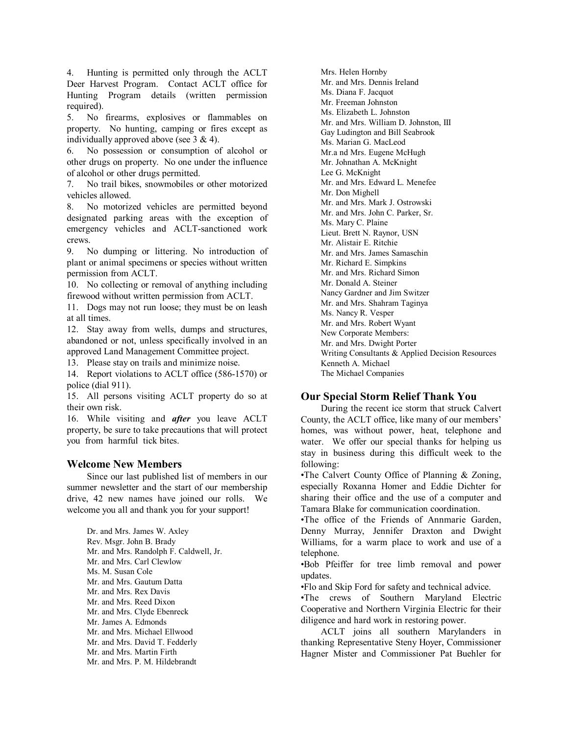4. Hunting is permitted only through the ACLT Deer Harvest Program. Contact ACLT office for Hunting Program details (written permission required).

5. No firearms, explosives or flammables on property. No hunting, camping or fires except as individually approved above (see 3 & 4).

6. No possession or consumption of alcohol or other drugs on property. No one under the influence of alcohol or other drugs permitted.

7. No trail bikes, snowmobiles or other motorized vehicles allowed.

8. No motorized vehicles are permitted beyond designated parking areas with the exception of emergency vehicles and ACLT-sanctioned work crews.

9. No dumping or littering. No introduction of plant or animal specimens or species without written permission from ACLT.

10. No collecting or removal of anything including firewood without written permission from ACLT.

11. Dogs may not run loose; they must be on leash at all times.

12. Stay away from wells, dumps and structures, abandoned or not, unless specifically involved in an approved Land Management Committee project.

13. Please stay on trails and minimize noise.

14. Report violations to ACLT office (586-1570) or police (dial 911).

15. All persons visiting ACLT property do so at their own risk.

16. While visiting and ***after*** you leave ACLT property, be sure to take precautions that will protect you from harmful tick bites.

## Welcome New Members

Since our last published list of members in our summer newsletter and the start of our membership drive, 42 new names have joined our rolls. We welcome you all and thank you for your support!

Dr. and Mrs. James W. Axley
Rev. Msgr. John B. Brady
Mr. and Mrs. Randolph F. Caldwell, Jr.
Mr. and Mrs. Carl Clewlow
Ms. M. Susan Cole
Mr. and Mrs. Gautum Datta
Mr. and Mrs. Rex Davis
Mr. and Mrs. Reed Dixon
Mr. and Mrs. Clyde Ebenreck
Mr. James A. Edmonds
Mr. and Mrs. Michael Ellwood
Mr. and Mrs. David T. Fedderly
Mr. and Mrs. Martin Firth
Mr. and Mrs. P. M. Hildebrandt
Mrs. Helen Hornby
Mr. and Mrs. Dennis Ireland
Ms. Diana F. Jacquot
Mr. Freeman Johnston
Ms. Elizabeth L. Johnston
Mr. and Mrs. William D. Johnston, III
Gay Ludington and Bill Seabrook
Ms. Marian G. MacLeod
Mr.a nd Mrs. Eugene McHugh
Mr. Johnathan A. McKnight
Lee G. McKnight
Mr. and Mrs. Edward L. Menefee
Mr. Don Mighell
Mr. and Mrs. Mark J. Ostrowski
Mr. and Mrs. John C. Parker, Sr.
Ms. Mary C. Plaine
Lieut. Brett N. Raynor, USN
Mr. Alistair E. Ritchie
Mr. and Mrs. James Samaschin
Mr. Richard E. Simpkins
Mr. and Mrs. Richard Simon
Mr. Donald A. Steiner
Nancy Gardner and Jim Switzer
Mr. and Mrs. Shahram Taginya
Ms. Nancy R. Vesper
Mr. and Mrs. Robert Wyant
New Corporate Members:
Mr. and Mrs. Dwight Porter
Writing Consultants & Applied Decision Resources
Kenneth A. Michael
The Michael Companies

## Our Special Storm Relief Thank You

During the recent ice storm that struck Calvert County, the ACLT office, like many of our members' homes, was without power, heat, telephone and water. We offer our special thanks for helping us stay in business during this difficult week to the following:

- The Calvert County Office of Planning & Zoning, especially Roxanna Homer and Eddie Dichter for sharing their office and the use of a computer and Tamara Blake for communication coordination.
- The office of the Friends of Annmarie Garden, Denny Murray, Jennifer Draxton and Dwight Williams, for a warm place to work and use of a telephone.
- Bob Pfeiffer for tree limb removal and power updates.
- Flo and Skip Ford for safety and technical advice.
- The crews of Southern Maryland Electric Cooperative and Northern Virginia Electric for their diligence and hard work in restoring power.

ACLT joins all southern Marylanders in thanking Representative Steny Hoyer, Commissioner Hagner Mister and Commissioner Pat Buehler for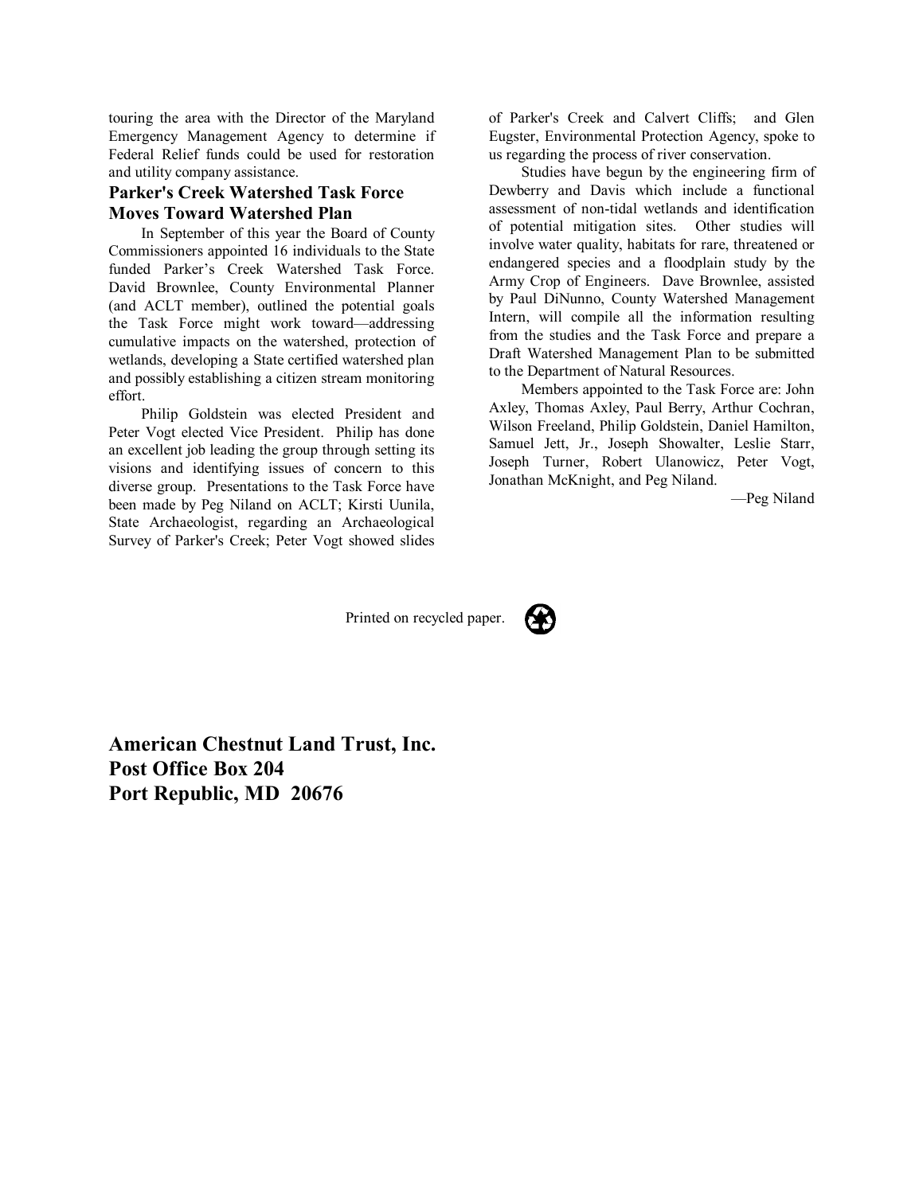touring the area with the Director of the Maryland Emergency Management Agency to determine if Federal Relief funds could be used for restoration and utility company assistance.

## Parker's Creek Watershed Task Force Moves Toward Watershed Plan

In September of this year the Board of County Commissioners appointed 16 individuals to the State funded Parker's Creek Watershed Task Force. David Brownlee, County Environmental Planner (and ACLT member), outlined the potential goals the Task Force might work toward—addressing cumulative impacts on the watershed, protection of wetlands, developing a State certified watershed plan and possibly establishing a citizen stream monitoring effort.

Philip Goldstein was elected President and Peter Vogt elected Vice President. Philip has done an excellent job leading the group through setting its visions and identifying issues of concern to this diverse group. Presentations to the Task Force have been made by Peg Niland on ACLT; Kirsti Uunila, State Archaeologist, regarding an Archaeological Survey of Parker's Creek; Peter Vogt showed slides of Parker's Creek and Calvert Cliffs; and Glen Eugster, Environmental Protection Agency, spoke to us regarding the process of river conservation.

Studies have begun by the engineering firm of Dewberry and Davis which include a functional assessment of non-tidal wetlands and identification of potential mitigation sites. Other studies will involve water quality, habitats for rare, threatened or endangered species and a floodplain study by the Army Crop of Engineers. Dave Brownlee, assisted by Paul DiNunno, County Watershed Management Intern, will compile all the information resulting from the studies and the Task Force and prepare a Draft Watershed Management Plan to be submitted to the Department of Natural Resources.

Members appointed to the Task Force are: John Axley, Thomas Axley, Paul Berry, Arthur Cochran, Wilson Freeland, Philip Goldstein, Daniel Hamilton, Samuel Jett, Jr., Joseph Showalter, Leslie Starr, Joseph Turner, Robert Ulanowicz, Peter Vogt, Jonathan McKnight, and Peg Niland.

—Peg Niland

Printed on recycled paper.

**American Chestnut Land Trust, Inc.**
**Post Office Box 204**
**Port Republic, MD 20676**